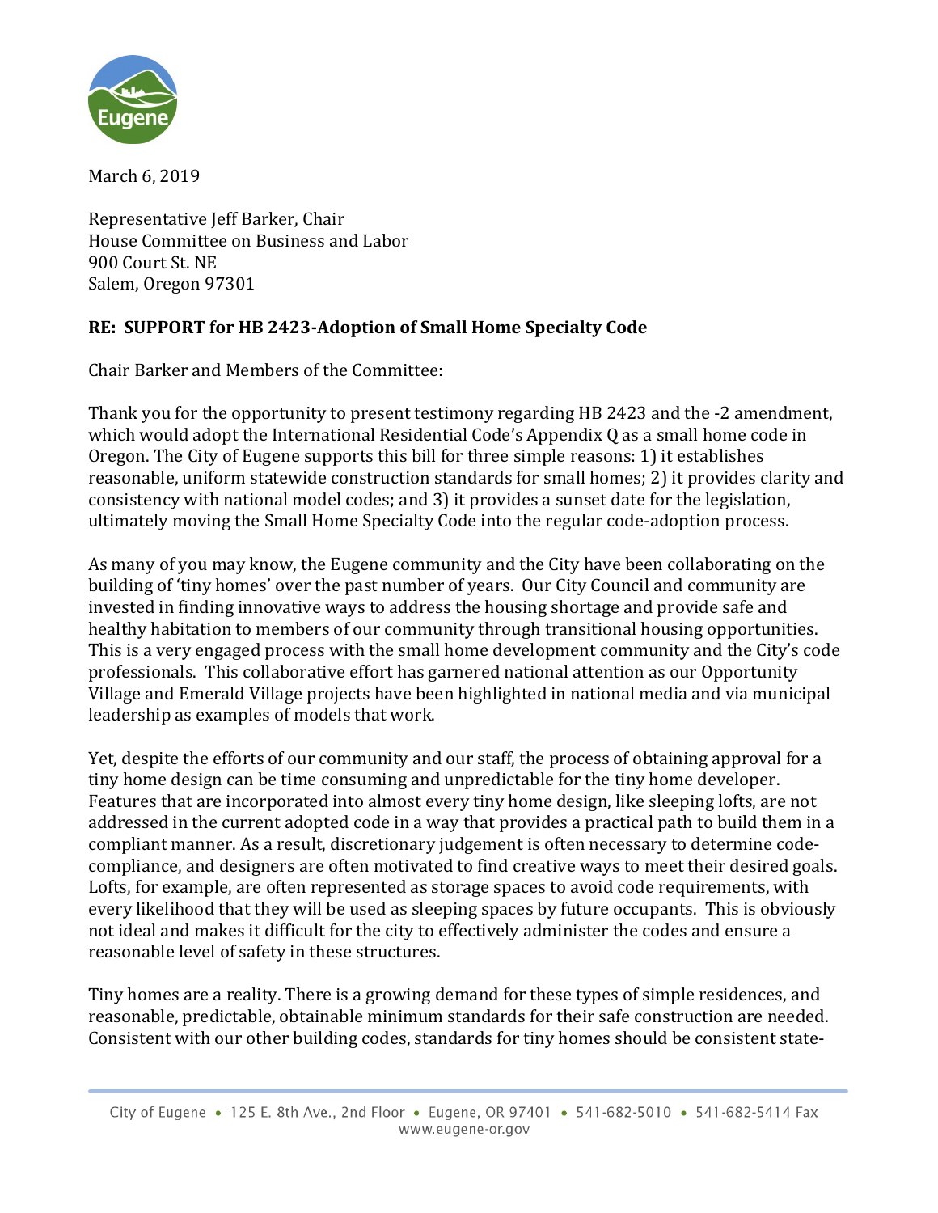March 6, 2019

Representative Jeff Barker, Chair
House Committee on Business and Labor
900 Court St. NE
Salem, Oregon 97301

**RE: SUPPORT for HB 2423-Adoption of Small Home Specialty Code**

Chair Barker and Members of the Committee:

Thank you for the opportunity to present testimony regarding HB 2423 and the -2 amendment, which would adopt the International Residential Code's Appendix Q as a small home code in Oregon. The City of Eugene supports this bill for three simple reasons: 1) it establishes reasonable, uniform statewide construction standards for small homes; 2) it provides clarity and consistency with national model codes; and 3) it provides a sunset date for the legislation, ultimately moving the Small Home Specialty Code into the regular code-adoption process.

As many of you may know, the Eugene community and the City have been collaborating on the building of 'tiny homes' over the past number of years. Our City Council and community are invested in finding innovative ways to address the housing shortage and provide safe and healthy habitation to members of our community through transitional housing opportunities. This is a very engaged process with the small home development community and the City's code professionals. This collaborative effort has garnered national attention as our Opportunity Village and Emerald Village projects have been highlighted in national media and via municipal leadership as examples of models that work.

Yet, despite the efforts of our community and our staff, the process of obtaining approval for a tiny home design can be time consuming and unpredictable for the tiny home developer. Features that are incorporated into almost every tiny home design, like sleeping lofts, are not addressed in the current adopted code in a way that provides a practical path to build them in a compliant manner. As a result, discretionary judgement is often necessary to determine code-compliance, and designers are often motivated to find creative ways to meet their desired goals. Lofts, for example, are often represented as storage spaces to avoid code requirements, with every likelihood that they will be used as sleeping spaces by future occupants. This is obviously not ideal and makes it difficult for the city to effectively administer the codes and ensure a reasonable level of safety in these structures.

Tiny homes are a reality. There is a growing demand for these types of simple residences, and reasonable, predictable, obtainable minimum standards for their safe construction are needed. Consistent with our other building codes, standards for tiny homes should be consistent state-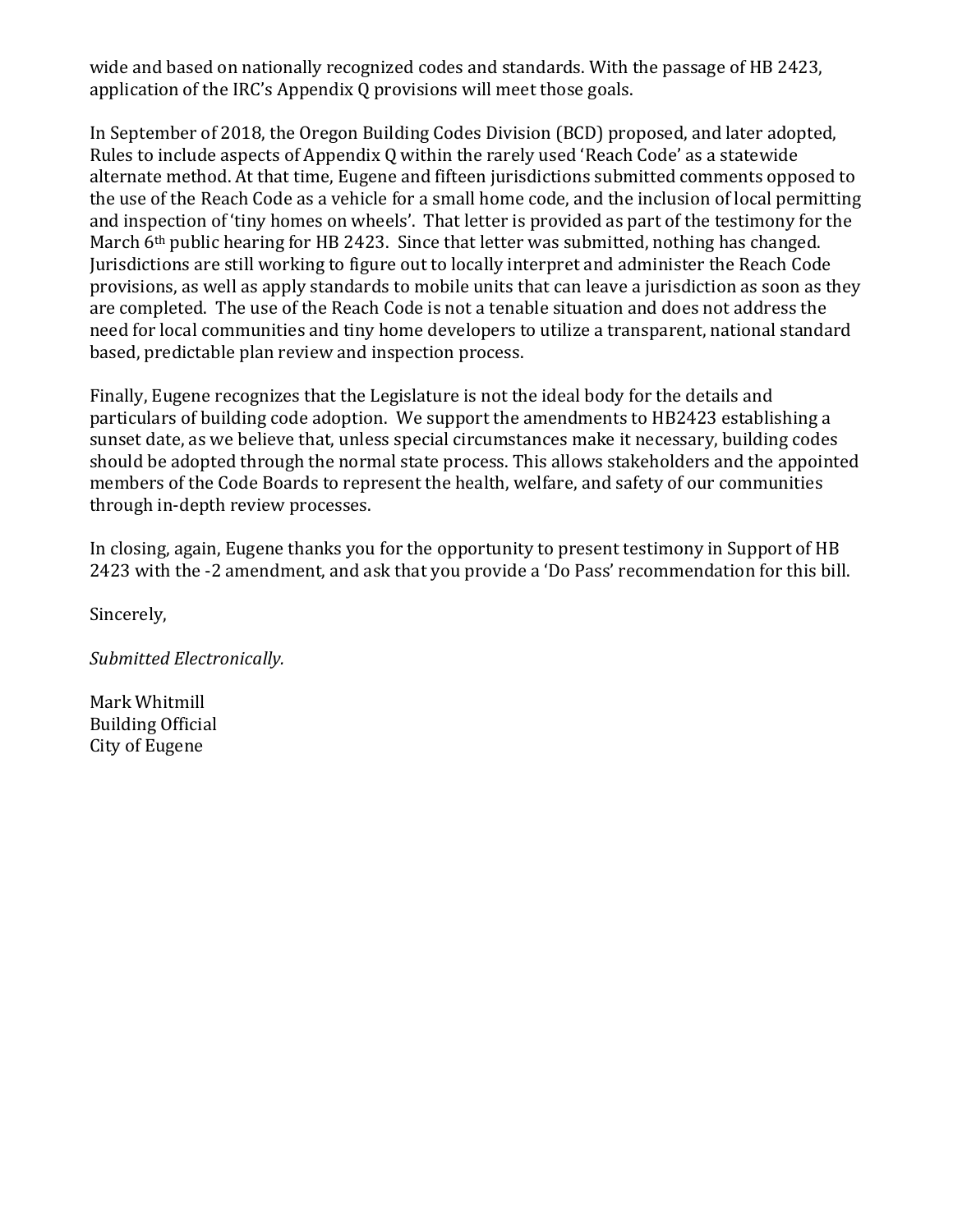wide and based on nationally recognized codes and standards. With the passage of HB 2423, application of the IRC's Appendix Q provisions will meet those goals.

In September of 2018, the Oregon Building Codes Division (BCD) proposed, and later adopted, Rules to include aspects of Appendix Q within the rarely used 'Reach Code' as a statewide alternate method. At that time, Eugene and fifteen jurisdictions submitted comments opposed to the use of the Reach Code as a vehicle for a small home code, and the inclusion of local permitting and inspection of 'tiny homes on wheels'. That letter is provided as part of the testimony for the March 6th public hearing for HB 2423. Since that letter was submitted, nothing has changed. Jurisdictions are still working to figure out to locally interpret and administer the Reach Code provisions, as well as apply standards to mobile units that can leave a jurisdiction as soon as they are completed. The use of the Reach Code is not a tenable situation and does not address the need for local communities and tiny home developers to utilize a transparent, national standard based, predictable plan review and inspection process.

Finally, Eugene recognizes that the Legislature is not the ideal body for the details and particulars of building code adoption. We support the amendments to HB2423 establishing a sunset date, as we believe that, unless special circumstances make it necessary, building codes should be adopted through the normal state process. This allows stakeholders and the appointed members of the Code Boards to represent the health, welfare, and safety of our communities through in-depth review processes.

In closing, again, Eugene thanks you for the opportunity to present testimony in Support of HB 2423 with the -2 amendment, and ask that you provide a 'Do Pass' recommendation for this bill.

Sincerely,

*Submitted Electronically.*

Mark Whitmill
Building Official
City of Eugene